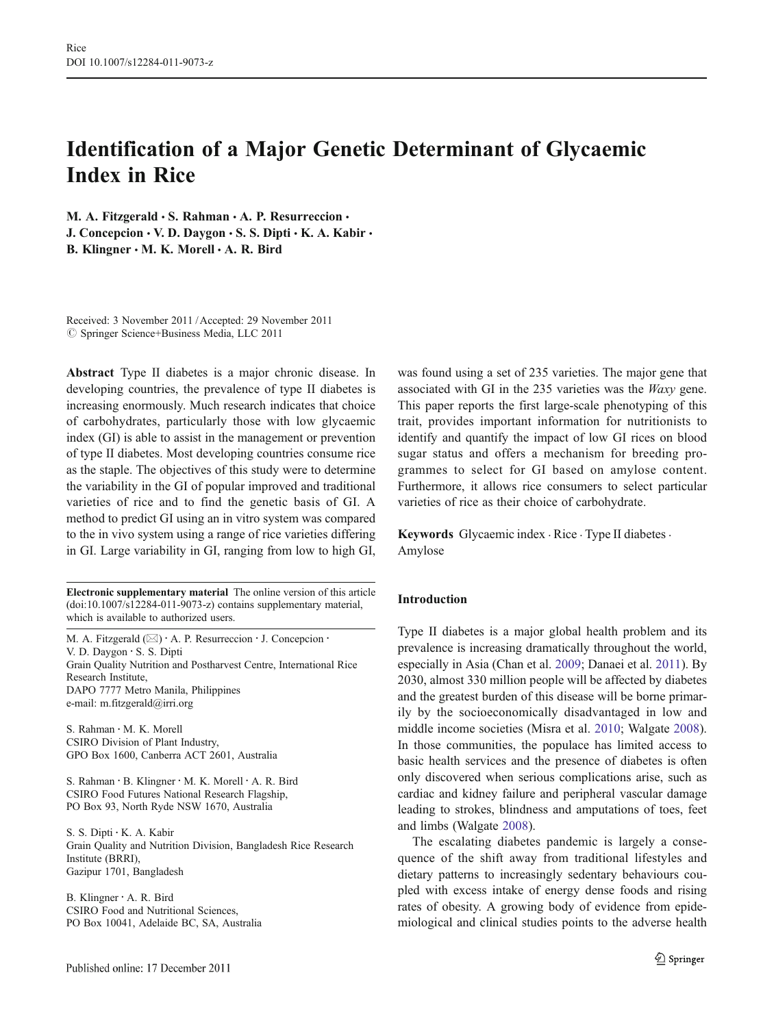# Identification of a Major Genetic Determinant of Glycaemic Index in Rice

**M. A. Fitzgerald · S. Rahman · A. P. Resurreccion · J. Concepcion · V. D. Daygon · S. S. Dipti · K. A. Kabir · B. Klingner · M. K. Morell · A. R. Bird**

Received: 3 November 2011 / Accepted: 29 November 2011
© Springer Science+Business Media, LLC 2011

**Abstract** Type II diabetes is a major chronic disease. In developing countries, the prevalence of type II diabetes is increasing enormously. Much research indicates that choice of carbohydrates, particularly those with low glycaemic index (GI) is able to assist in the management or prevention of type II diabetes. Most developing countries consume rice as the staple. The objectives of this study were to determine the variability in the GI of popular improved and traditional varieties of rice and to find the genetic basis of GI. A method to predict GI using an in vitro system was compared to the in vivo system using a range of rice varieties differing in GI. Large variability in GI, ranging from low to high GI, was found using a set of 235 varieties. The major gene that associated with GI in the 235 varieties was the *Waxy* gene. This paper reports the first large-scale phenotyping of this trait, provides important information for nutritionists to identify and quantify the impact of low GI rices on blood sugar status and offers a mechanism for breeding programmes to select for GI based on amylose content. Furthermore, it allows rice consumers to select particular varieties of rice as their choice of carbohydrate.

**Keywords** Glycaemic index · Rice · Type II diabetes · Amylose

**Electronic supplementary material** The online version of this article (doi:10.1007/s12284-011-9073-z) contains supplementary material, which is available to authorized users.

M. A. Fitzgerald (✉) · A. P. Resurreccion · J. Concepcion · V. D. Daygon · S. S. Dipti
Grain Quality Nutrition and Postharvest Centre, International Rice Research Institute,
DAPO 7777 Metro Manila, Philippines
e-mail: m.fitzgerald@irri.org

S. Rahman · M. K. Morell
CSIRO Division of Plant Industry,
GPO Box 1600, Canberra ACT 2601, Australia

S. Rahman · B. Klingner · M. K. Morell · A. R. Bird
CSIRO Food Futures National Research Flagship,
PO Box 93, North Ryde NSW 1670, Australia

S. S. Dipti · K. A. Kabir
Grain Quality and Nutrition Division, Bangladesh Rice Research Institute (BRRI),
Gazipur 1701, Bangladesh

B. Klingner · A. R. Bird
CSIRO Food and Nutritional Sciences,
PO Box 10041, Adelaide BC, SA, Australia

## Introduction

Type II diabetes is a major global health problem and its prevalence is increasing dramatically throughout the world, especially in Asia (Chan et al. 2009; Danaei et al. 2011). By 2030, almost 330 million people will be affected by diabetes and the greatest burden of this disease will be borne primarily by the socioeconomically disadvantaged in low and middle income societies (Misra et al. 2010; Walgate 2008). In those communities, the populace has limited access to basic health services and the presence of diabetes is often only discovered when serious complications arise, such as cardiac and kidney failure and peripheral vascular damage leading to strokes, blindness and amputations of toes, feet and limbs (Walgate 2008).

The escalating diabetes pandemic is largely a consequence of the shift away from traditional lifestyles and dietary patterns to increasingly sedentary behaviours coupled with excess intake of energy dense foods and rising rates of obesity. A growing body of evidence from epidemiological and clinical studies points to the adverse health

Published online: 17 December 2011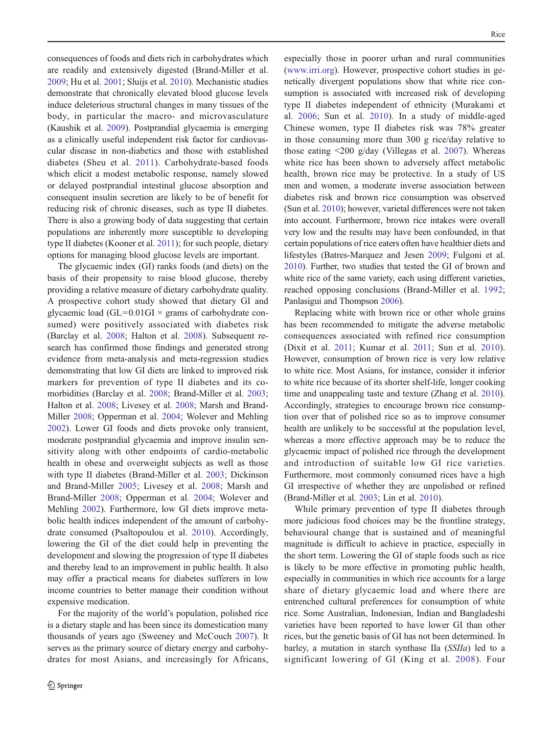consequences of foods and diets rich in carbohydrates which are readily and extensively digested (Brand-Miller et al. 2009; Hu et al. 2001; Sluijs et al. 2010). Mechanistic studies demonstrate that chronically elevated blood glucose levels induce deleterious structural changes in many tissues of the body, in particular the macro- and microvasculature (Kaushik et al. 2009). Postprandial glycaemia is emerging as a clinically useful independent risk factor for cardiovascular disease in non-diabetics and those with established diabetes (Sheu et al. 2011). Carbohydrate-based foods which elicit a modest metabolic response, namely slowed or delayed postprandial intestinal glucose absorption and consequent insulin secretion are likely to be of benefit for reducing risk of chronic diseases, such as type II diabetes. There is also a growing body of data suggesting that certain populations are inherently more susceptible to developing type II diabetes (Kooner et al. 2011); for such people, dietary options for managing blood glucose levels are important.

The glycaemic index (GI) ranks foods (and diets) on the basis of their propensity to raise blood glucose, thereby providing a relative measure of dietary carbohydrate quality. A prospective cohort study showed that dietary GI and glycaemic load (GL=0.01GI × grams of carbohydrate consumed) were positively associated with diabetes risk (Barclay et al. 2008; Halton et al. 2008). Subsequent research has confirmed those findings and generated strong evidence from meta-analysis and meta-regression studies demonstrating that low GI diets are linked to improved risk markers for prevention of type II diabetes and its comorbidities (Barclay et al. 2008; Brand-Miller et al. 2003; Halton et al. 2008; Livesey et al. 2008; Marsh and Brand-Miller 2008; Opperman et al. 2004; Wolever and Mehling 2002). Lower GI foods and diets provoke only transient, moderate postprandial glycaemia and improve insulin sensitivity along with other endpoints of cardio-metabolic health in obese and overweight subjects as well as those with type II diabetes (Brand-Miller et al. 2003; Dickinson and Brand-Miller 2005; Livesey et al. 2008; Marsh and Brand-Miller 2008; Opperman et al. 2004; Wolever and Mehling 2002). Furthermore, low GI diets improve metabolic health indices independent of the amount of carbohydrate consumed (Psaltopoulou et al. 2010). Accordingly, lowering the GI of the diet could help in preventing the development and slowing the progression of type II diabetes and thereby lead to an improvement in public health. It also may offer a practical means for diabetes sufferers in low income countries to better manage their condition without expensive medication.

For the majority of the world's population, polished rice is a dietary staple and has been since its domestication many thousands of years ago (Sweeney and McCouch 2007). It serves as the primary source of dietary energy and carbohydrates for most Asians, and increasingly for Africans, especially those in poorer urban and rural communities (www.irri.org). However, prospective cohort studies in genetically divergent populations show that white rice consumption is associated with increased risk of developing type II diabetes independent of ethnicity (Murakami et al. 2006; Sun et al. 2010). In a study of middle-aged Chinese women, type II diabetes risk was 78% greater in those consuming more than 300 g rice/day relative to those eating <200 g/day (Villegas et al. 2007). Whereas white rice has been shown to adversely affect metabolic health, brown rice may be protective. In a study of US men and women, a moderate inverse association between diabetes risk and brown rice consumption was observed (Sun et al. 2010); however, varietal differences were not taken into account. Furthermore, brown rice intakes were overall very low and the results may have been confounded, in that certain populations of rice eaters often have healthier diets and lifestyles (Batres-Marquez and Jesen 2009; Fulgoni et al. 2010). Further, two studies that tested the GI of brown and white rice of the same variety, each using different varieties, reached opposing conclusions (Brand-Miller et al. 1992; Panlasigui and Thompson 2006).

Replacing white with brown rice or other whole grains has been recommended to mitigate the adverse metabolic consequences associated with refined rice consumption (Dixit et al. 2011; Kumar et al. 2011; Sun et al. 2010). However, consumption of brown rice is very low relative to white rice. Most Asians, for instance, consider it inferior to white rice because of its shorter shelf-life, longer cooking time and unappealing taste and texture (Zhang et al. 2010). Accordingly, strategies to encourage brown rice consumption over that of polished rice so as to improve consumer health are unlikely to be successful at the population level, whereas a more effective approach may be to reduce the glycaemic impact of polished rice through the development and introduction of suitable low GI rice varieties. Furthermore, most commonly consumed rices have a high GI irrespective of whether they are unpolished or refined (Brand-Miller et al. 2003; Lin et al. 2010).

While primary prevention of type II diabetes through more judicious food choices may be the frontline strategy, behavioural change that is sustained and of meaningful magnitude is difficult to achieve in practice, especially in the short term. Lowering the GI of staple foods such as rice is likely to be more effective in promoting public health, especially in communities in which rice accounts for a large share of dietary glycaemic load and where there are entrenched cultural preferences for consumption of white rice. Some Australian, Indonesian, Indian and Bangladeshi varieties have been reported to have lower GI than other rices, but the genetic basis of GI has not been determined. In barley, a mutation in starch synthase IIa (*SSIIa*) led to a significant lowering of GI (King et al. 2008). Four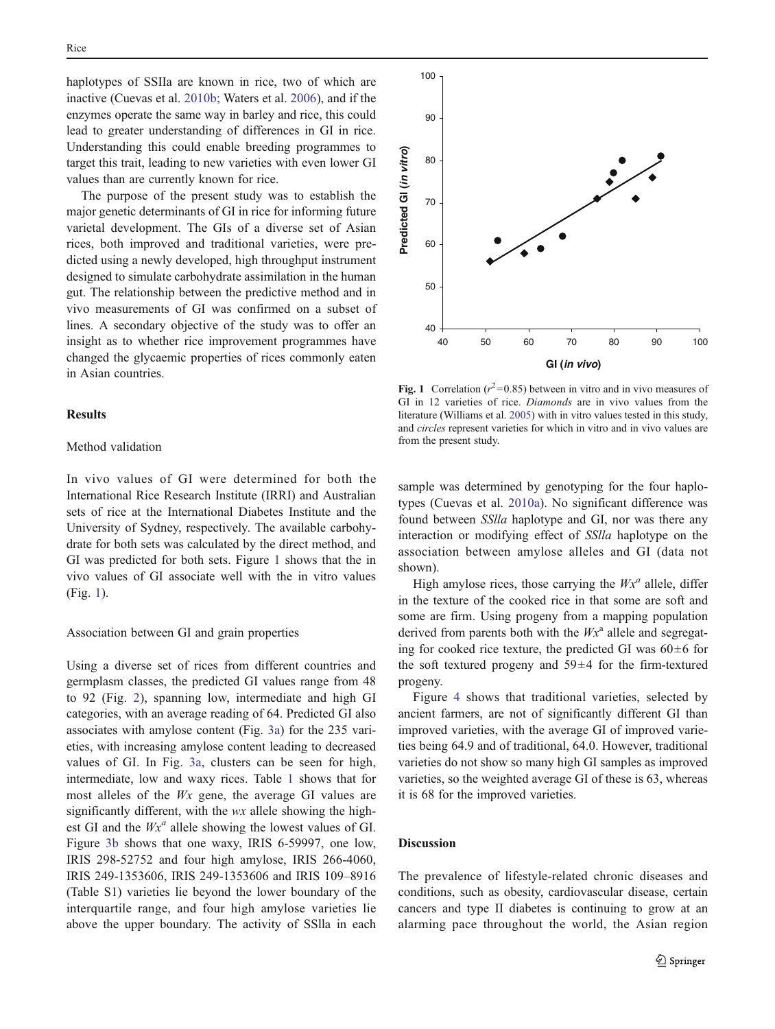haplotypes of SSIIa are known in rice, two of which are inactive (Cuevas et al. 2010b; Waters et al. 2006), and if the enzymes operate the same way in barley and rice, this could lead to greater understanding of differences in GI in rice. Understanding this could enable breeding programmes to target this trait, leading to new varieties with even lower GI values than are currently known for rice.

The purpose of the present study was to establish the major genetic determinants of GI in rice for informing future varietal development. The GIs of a diverse set of Asian rices, both improved and traditional varieties, were predicted using a newly developed, high throughput instrument designed to simulate carbohydrate assimilation in the human gut. The relationship between the predictive method and in vivo measurements of GI was confirmed on a subset of lines. A secondary objective of the study was to offer an insight as to whether rice improvement programmes have changed the glycaemic properties of rices commonly eaten in Asian countries.

## Results

### Method validation

In vivo values of GI were determined for both the International Rice Research Institute (IRRI) and Australian sets of rice at the International Diabetes Institute and the University of Sydney, respectively. The available carbohydrate for both sets was calculated by the direct method, and GI was predicted for both sets. Figure 1 shows that the in vivo values of GI associate well with the in vitro values (Fig. 1).

**Fig. 1** Correlation ($r^2$=0.85) between in vitro and in vivo measures of GI in 12 varieties of rice. *Diamonds* are in vivo values from the literature (Williams et al. 2005) with in vitro values tested in this study, and *circles* represent varieties for which in vitro and in vivo values are from the present study.

### Association between GI and grain properties

Using a diverse set of rices from different countries and germplasm classes, the predicted GI values range from 48 to 92 (Fig. 2), spanning low, intermediate and high GI categories, with an average reading of 64. Predicted GI also associates with amylose content (Fig. 3a) for the 235 varieties, with increasing amylose content leading to decreased values of GI. In Fig. 3a, clusters can be seen for high, intermediate, low and waxy rices. Table 1 shows that for most alleles of the *Wx* gene, the average GI values are significantly different, with the *wx* allele showing the highest GI and the $Wx^a$ allele showing the lowest values of GI. Figure 3b shows that one waxy, IRIS 6-59997, one low, IRIS 298-52752 and four high amylose, IRIS 266-4060, IRIS 249-1353606, IRIS 249-1353606 and IRIS 109–8916 (Table S1) varieties lie beyond the lower boundary of the interquartile range, and four high amylose varieties lie above the upper boundary. The activity of SSIIa in each sample was determined by genotyping for the four haplotypes (Cuevas et al. 2010a). No significant difference was found between *SSIIa* haplotype and GI, nor was there any interaction or modifying effect of *SSIIa* haplotype on the association between amylose alleles and GI (data not shown).

High amylose rices, those carrying the $Wx^a$ allele, differ in the texture of the cooked rice in that some are soft and some are firm. Using progeny from a mapping population derived from parents both with the $Wx^a$ allele and segregating for cooked rice texture, the predicted GI was 60±6 for the soft textured progeny and 59±4 for the firm-textured progeny.

Figure 4 shows that traditional varieties, selected by ancient farmers, are not of significantly different GI than improved varieties, with the average GI of improved varieties being 64.9 and of traditional, 64.0. However, traditional varieties do not show so many high GI samples as improved varieties, so the weighted average GI of these is 63, whereas it is 68 for the improved varieties.

## Discussion

The prevalence of lifestyle-related chronic diseases and conditions, such as obesity, cardiovascular disease, certain cancers and type II diabetes is continuing to grow at an alarming pace throughout the world, the Asian region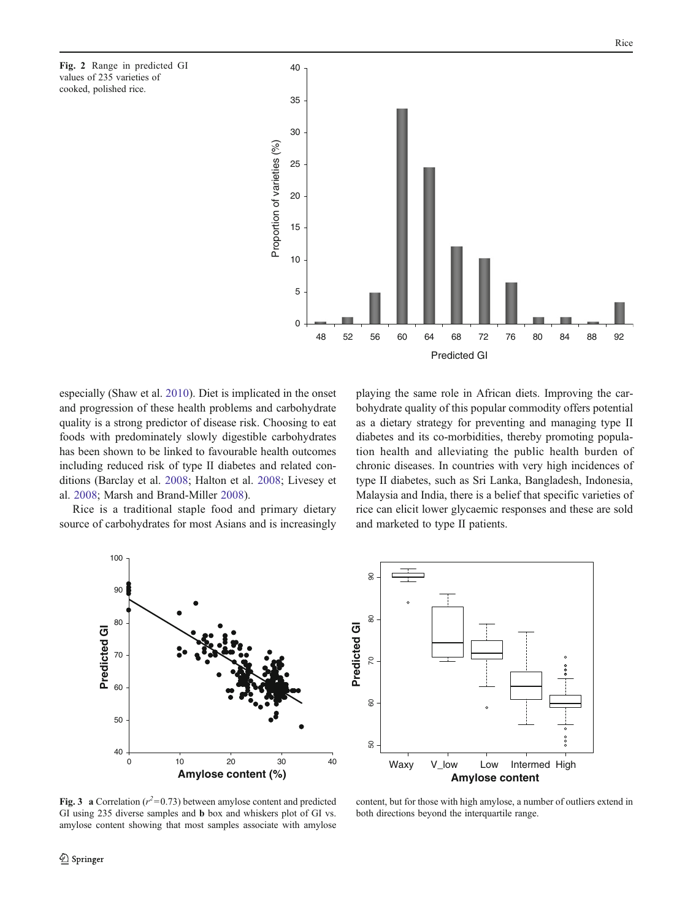**Fig. 2** Range in predicted GI values of 235 varieties of cooked, polished rice.

especially (Shaw et al. 2010). Diet is implicated in the onset and progression of these health problems and carbohydrate quality is a strong predictor of disease risk. Choosing to eat foods with predominately slowly digestible carbohydrates has been shown to be linked to favourable health outcomes including reduced risk of type II diabetes and related conditions (Barclay et al. 2008; Halton et al. 2008; Livesey et al. 2008; Marsh and Brand-Miller 2008).

Rice is a traditional staple food and primary dietary source of carbohydrates for most Asians and is increasingly playing the same role in African diets. Improving the carbohydrate quality of this popular commodity offers potential as a dietary strategy for preventing and managing type II diabetes and its co-morbidities, thereby promoting population health and alleviating the public health burden of chronic diseases. In countries with very high incidences of type II diabetes, such as Sri Lanka, Bangladesh, Indonesia, Malaysia and India, there is a belief that specific varieties of rice can elicit lower glycaemic responses and these are sold and marketed to type II patients.

**Fig. 3** **a** Correlation ($r^2$=0.73) between amylose content and predicted GI using 235 diverse samples and **b** box and whiskers plot of GI vs. amylose content showing that most samples associate with amylose content, but for those with high amylose, a number of outliers extend in both directions beyond the interquartile range.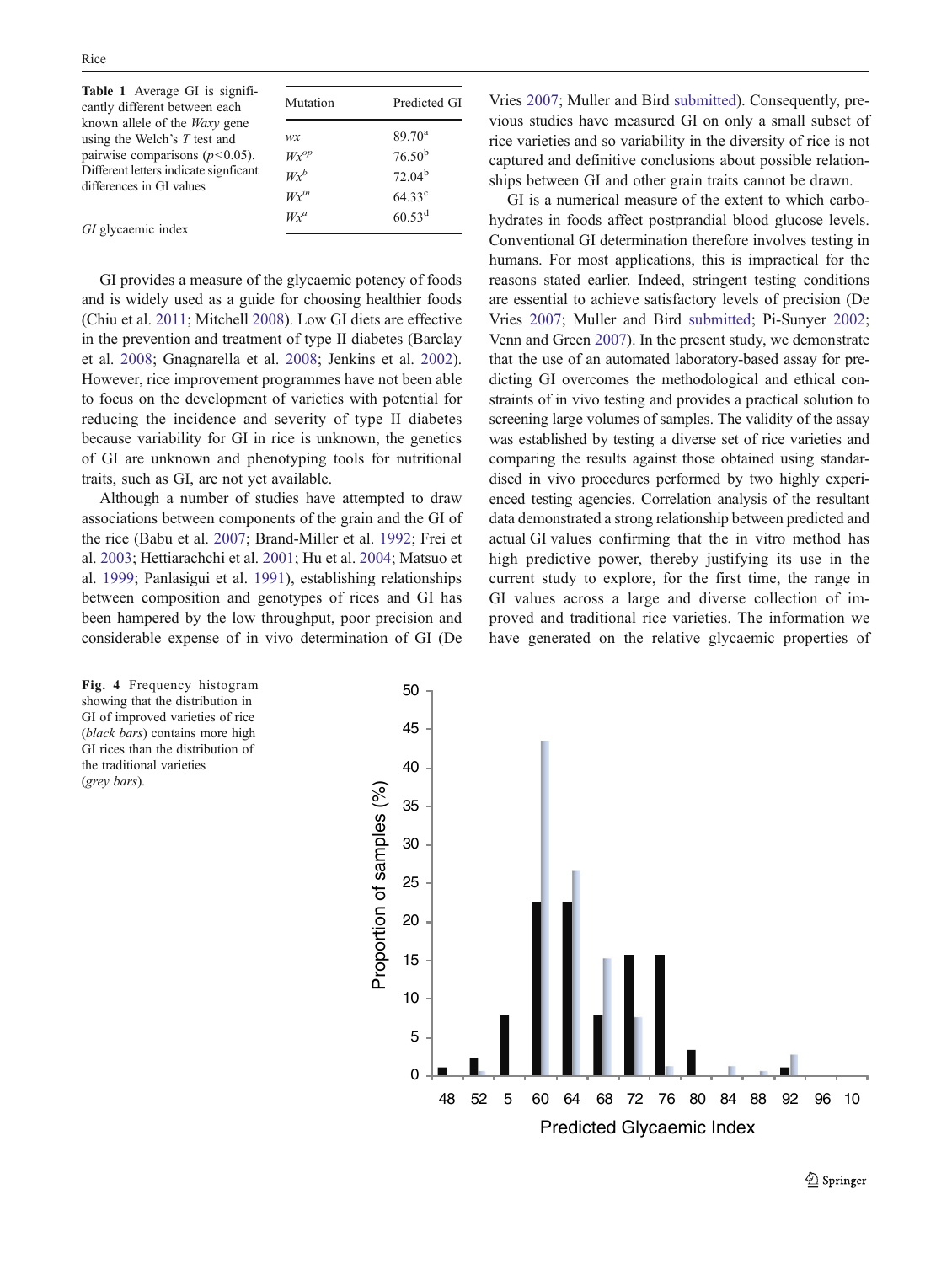**Table 1** Average GI is significantly different between each known allele of the *Waxy* gene using the Welch's *T* test and pairwise comparisons ($p<0.05$). Different letters indicate signficant differences in GI values

| Mutation | Predicted GI |
|---|---|
| *wx* | 89.70[a] |
| $Wx^{op}$ | 76.50[b] |
| $Wx^{b}$ | 72.04[b] |
| $Wx^{in}$ | 64.33[c] |
| $Wx^{a}$ | 60.53[d] |

*GI* glycaemic index

GI provides a measure of the glycaemic potency of foods and is widely used as a guide for choosing healthier foods (Chiu et al. 2011; Mitchell 2008). Low GI diets are effective in the prevention and treatment of type II diabetes (Barclay et al. 2008; Gnagnarella et al. 2008; Jenkins et al. 2002). However, rice improvement programmes have not been able to focus on the development of varieties with potential for reducing the incidence and severity of type II diabetes because variability for GI in rice is unknown, the genetics of GI are unknown and phenotyping tools for nutritional traits, such as GI, are not yet available.

Although a number of studies have attempted to draw associations between components of the grain and the GI of the rice (Babu et al. 2007; Brand-Miller et al. 1992; Frei et al. 2003; Hettiarachchi et al. 2001; Hu et al. 2004; Matsuo et al. 1999; Panlasigui et al. 1991), establishing relationships between composition and genotypes of rices and GI has been hampered by the low throughput, poor precision and considerable expense of in vivo determination of GI (De Vries 2007; Muller and Bird submitted). Consequently, previous studies have measured GI on only a small subset of rice varieties and so variability in the diversity of rice is not captured and definitive conclusions about possible relationships between GI and other grain traits cannot be drawn.

GI is a numerical measure of the extent to which carbohydrates in foods affect postprandial blood glucose levels. Conventional GI determination therefore involves testing in humans. For most applications, this is impractical for the reasons stated earlier. Indeed, stringent testing conditions are essential to achieve satisfactory levels of precision (De Vries 2007; Muller and Bird submitted; Pi-Sunyer 2002; Venn and Green 2007). In the present study, we demonstrate that the use of an automated laboratory-based assay for predicting GI overcomes the methodological and ethical constraints of in vivo testing and provides a practical solution to screening large volumes of samples. The validity of the assay was established by testing a diverse set of rice varieties and comparing the results against those obtained using standardised in vivo procedures performed by two highly experienced testing agencies. Correlation analysis of the resultant data demonstrated a strong relationship between predicted and actual GI values confirming that the in vitro method has high predictive power, thereby justifying its use in the current study to explore, for the first time, the range in GI values across a large and diverse collection of improved and traditional rice varieties. The information we have generated on the relative glycaemic properties of

**Fig. 4** Frequency histogram showing that the distribution in GI of improved varieties of rice (*black bars*) contains more high GI rices than the distribution of the traditional varieties (*grey bars*).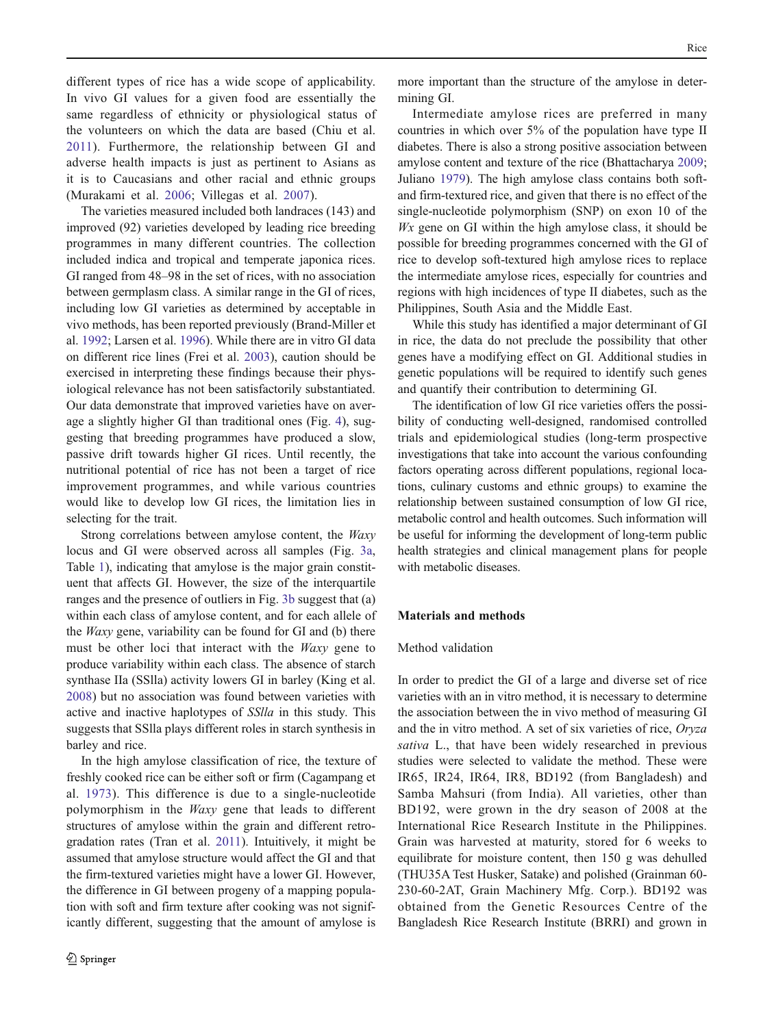different types of rice has a wide scope of applicability. In vivo GI values for a given food are essentially the same regardless of ethnicity or physiological status of the volunteers on which the data are based (Chiu et al. 2011). Furthermore, the relationship between GI and adverse health impacts is just as pertinent to Asians as it is to Caucasians and other racial and ethnic groups (Murakami et al. 2006; Villegas et al. 2007).

The varieties measured included both landraces (143) and improved (92) varieties developed by leading rice breeding programmes in many different countries. The collection included indica and tropical and temperate japonica rices. GI ranged from 48–98 in the set of rices, with no association between germplasm class. A similar range in the GI of rices, including low GI varieties as determined by acceptable in vivo methods, has been reported previously (Brand-Miller et al. 1992; Larsen et al. 1996). While there are in vitro GI data on different rice lines (Frei et al. 2003), caution should be exercised in interpreting these findings because their physiological relevance has not been satisfactorily substantiated. Our data demonstrate that improved varieties have on average a slightly higher GI than traditional ones (Fig. 4), suggesting that breeding programmes have produced a slow, passive drift towards higher GI rices. Until recently, the nutritional potential of rice has not been a target of rice improvement programmes, and while various countries would like to develop low GI rices, the limitation lies in selecting for the trait.

Strong correlations between amylose content, the *Waxy* locus and GI were observed across all samples (Fig. 3a, Table 1), indicating that amylose is the major grain constituent that affects GI. However, the size of the interquartile ranges and the presence of outliers in Fig. 3b suggest that (a) within each class of amylose content, and for each allele of the *Waxy* gene, variability can be found for GI and (b) there must be other loci that interact with the *Waxy* gene to produce variability within each class. The absence of starch synthase IIa (SSIIa) activity lowers GI in barley (King et al. 2008) but no association was found between varieties with active and inactive haplotypes of *SSIIa* in this study. This suggests that SSIIa plays different roles in starch synthesis in barley and rice.

In the high amylose classification of rice, the texture of freshly cooked rice can be either soft or firm (Cagampang et al. 1973). This difference is due to a single-nucleotide polymorphism in the *Waxy* gene that leads to different structures of amylose within the grain and different retrogradation rates (Tran et al. 2011). Intuitively, it might be assumed that amylose structure would affect the GI and that the firm-textured varieties might have a lower GI. However, the difference in GI between progeny of a mapping population with soft and firm texture after cooking was not significantly different, suggesting that the amount of amylose is more important than the structure of the amylose in determining GI.

Intermediate amylose rices are preferred in many countries in which over 5% of the population have type II diabetes. There is also a strong positive association between amylose content and texture of the rice (Bhattacharya 2009; Juliano 1979). The high amylose class contains both soft- and firm-textured rice, and given that there is no effect of the single-nucleotide polymorphism (SNP) on exon 10 of the *Wx* gene on GI within the high amylose class, it should be possible for breeding programmes concerned with the GI of rice to develop soft-textured high amylose rices to replace the intermediate amylose rices, especially for countries and regions with high incidences of type II diabetes, such as the Philippines, South Asia and the Middle East.

While this study has identified a major determinant of GI in rice, the data do not preclude the possibility that other genes have a modifying effect on GI. Additional studies in genetic populations will be required to identify such genes and quantify their contribution to determining GI.

The identification of low GI rice varieties offers the possibility of conducting well-designed, randomised controlled trials and epidemiological studies (long-term prospective investigations that take into account the various confounding factors operating across different populations, regional locations, culinary customs and ethnic groups) to examine the relationship between sustained consumption of low GI rice, metabolic control and health outcomes. Such information will be useful for informing the development of long-term public health strategies and clinical management plans for people with metabolic diseases.

## Materials and methods

### Method validation

In order to predict the GI of a large and diverse set of rice varieties with an in vitro method, it is necessary to determine the association between the in vivo method of measuring GI and the in vitro method. A set of six varieties of rice, *Oryza sativa* L., that have been widely researched in previous studies were selected to validate the method. These were IR65, IR24, IR64, IR8, BD192 (from Bangladesh) and Samba Mahsuri (from India). All varieties, other than BD192, were grown in the dry season of 2008 at the International Rice Research Institute in the Philippines. Grain was harvested at maturity, stored for 6 weeks to equilibrate for moisture content, then 150 g was dehulled (THU35A Test Husker, Satake) and polished (Grainman 60-230-60-2AT, Grain Machinery Mfg. Corp.). BD192 was obtained from the Genetic Resources Centre of the Bangladesh Rice Research Institute (BRRI) and grown in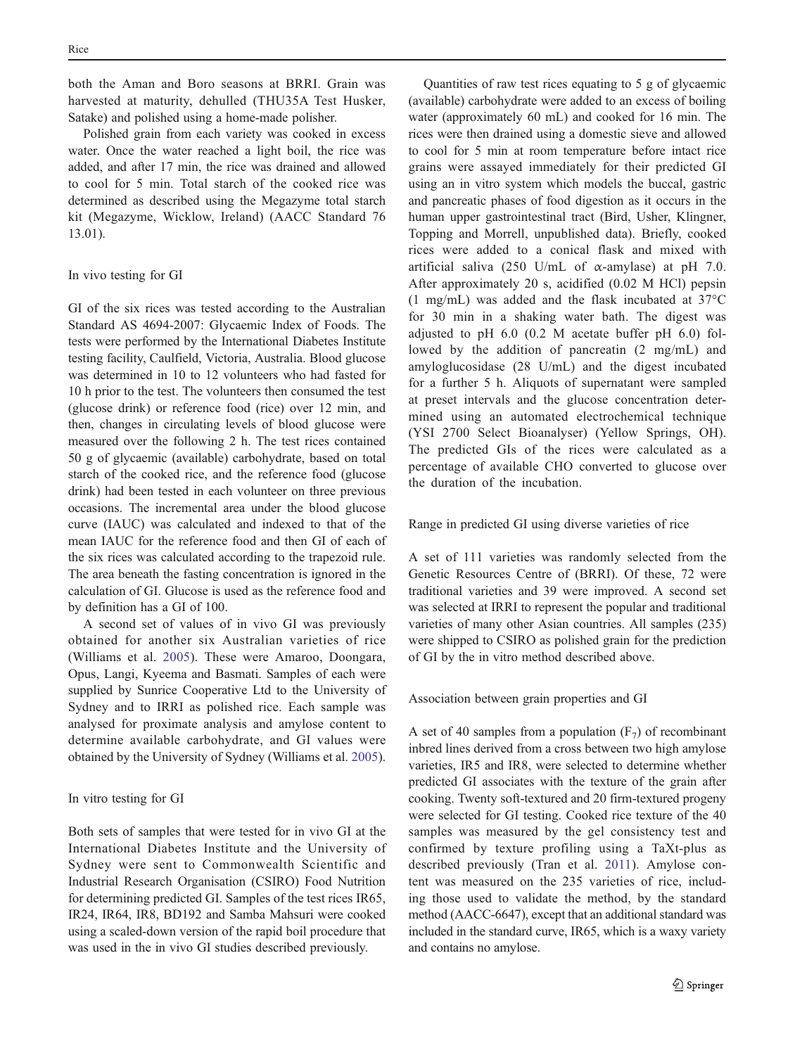both the Aman and Boro seasons at BRRI. Grain was harvested at maturity, dehulled (THU35A Test Husker, Satake) and polished using a home-made polisher.

Polished grain from each variety was cooked in excess water. Once the water reached a light boil, the rice was added, and after 17 min, the rice was drained and allowed to cool for 5 min. Total starch of the cooked rice was determined as described using the Megazyme total starch kit (Megazyme, Wicklow, Ireland) (AACC Standard 76 13.01).

### In vivo testing for GI

GI of the six rices was tested according to the Australian Standard AS 4694-2007: Glycaemic Index of Foods. The tests were performed by the International Diabetes Institute testing facility, Caulfield, Victoria, Australia. Blood glucose was determined in 10 to 12 volunteers who had fasted for 10 h prior to the test. The volunteers then consumed the test (glucose drink) or reference food (rice) over 12 min, and then, changes in circulating levels of blood glucose were measured over the following 2 h. The test rices contained 50 g of glycaemic (available) carbohydrate, based on total starch of the cooked rice, and the reference food (glucose drink) had been tested in each volunteer on three previous occasions. The incremental area under the blood glucose curve (IAUC) was calculated and indexed to that of the mean IAUC for the reference food and then GI of each of the six rices was calculated according to the trapezoid rule. The area beneath the fasting concentration is ignored in the calculation of GI. Glucose is used as the reference food and by definition has a GI of 100.

A second set of values of in vivo GI was previously obtained for another six Australian varieties of rice (Williams et al. 2005). These were Amaroo, Doongara, Opus, Langi, Kyeema and Basmati. Samples of each were supplied by Sunrice Cooperative Ltd to the University of Sydney and to IRRI as polished rice. Each sample was analysed for proximate analysis and amylose content to determine available carbohydrate, and GI values were obtained by the University of Sydney (Williams et al. 2005).

### In vitro testing for GI

Both sets of samples that were tested for in vivo GI at the International Diabetes Institute and the University of Sydney were sent to Commonwealth Scientific and Industrial Research Organisation (CSIRO) Food Nutrition for determining predicted GI. Samples of the test rices IR65, IR24, IR64, IR8, BD192 and Samba Mahsuri were cooked using a scaled-down version of the rapid boil procedure that was used in the in vivo GI studies described previously.

Quantities of raw test rices equating to 5 g of glycaemic (available) carbohydrate were added to an excess of boiling water (approximately 60 mL) and cooked for 16 min. The rices were then drained using a domestic sieve and allowed to cool for 5 min at room temperature before intact rice grains were assayed immediately for their predicted GI using an in vitro system which models the buccal, gastric and pancreatic phases of food digestion as it occurs in the human upper gastrointestinal tract (Bird, Usher, Klingner, Topping and Morrell, unpublished data). Briefly, cooked rices were added to a conical flask and mixed with artificial saliva (250 U/mL of α-amylase) at pH 7.0. After approximately 20 s, acidified (0.02 M HCl) pepsin (1 mg/mL) was added and the flask incubated at 37°C for 30 min in a shaking water bath. The digest was adjusted to pH 6.0 (0.2 M acetate buffer pH 6.0) followed by the addition of pancreatin (2 mg/mL) and amyloglucosidase (28 U/mL) and the digest incubated for a further 5 h. Aliquots of supernatant were sampled at preset intervals and the glucose concentration determined using an automated electrochemical technique (YSI 2700 Select Bioanalyser) (Yellow Springs, OH). The predicted GIs of the rices were calculated as a percentage of available CHO converted to glucose over the duration of the incubation.

### Range in predicted GI using diverse varieties of rice

A set of 111 varieties was randomly selected from the Genetic Resources Centre of (BRRI). Of these, 72 were traditional varieties and 39 were improved. A second set was selected at IRRI to represent the popular and traditional varieties of many other Asian countries. All samples (235) were shipped to CSIRO as polished grain for the prediction of GI by the in vitro method described above.

### Association between grain properties and GI

A set of 40 samples from a population ($F_7$) of recombinant inbred lines derived from a cross between two high amylose varieties, IR5 and IR8, were selected to determine whether predicted GI associates with the texture of the grain after cooking. Twenty soft-textured and 20 firm-textured progeny were selected for GI testing. Cooked rice texture of the 40 samples was measured by the gel consistency test and confirmed by texture profiling using a TaXt-plus as described previously (Tran et al. 2011). Amylose content was measured on the 235 varieties of rice, including those used to validate the method, by the standard method (AACC-6647), except that an additional standard was included in the standard curve, IR65, which is a waxy variety and contains no amylose.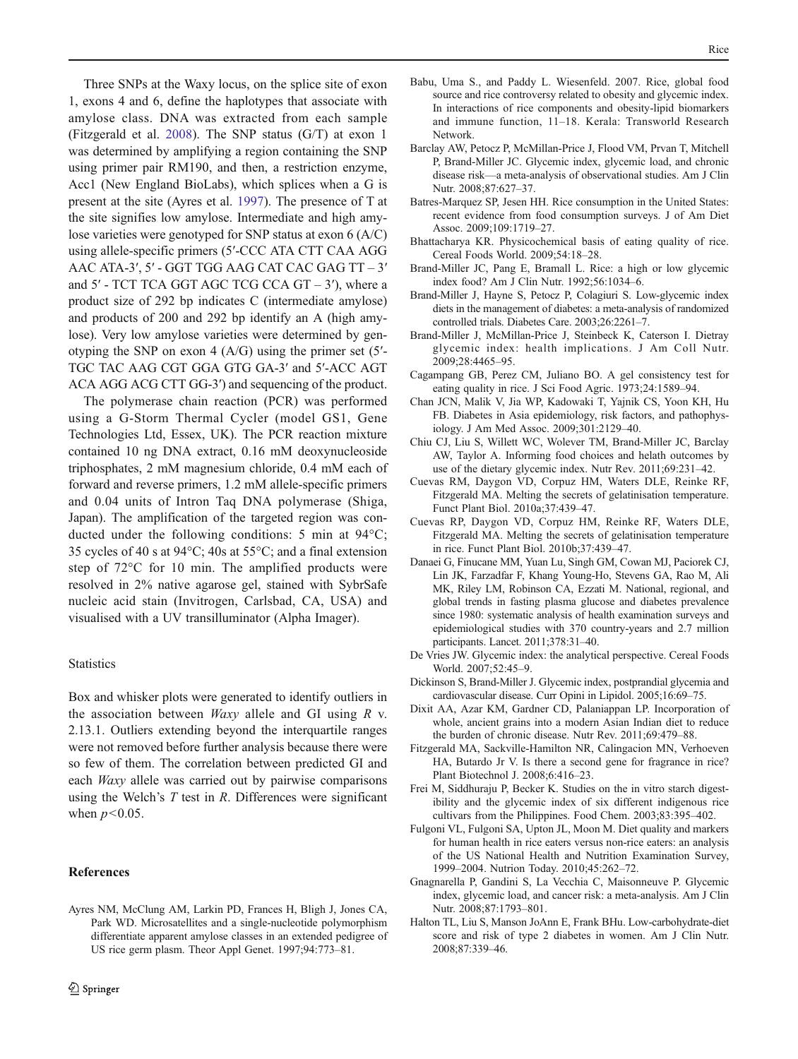Three SNPs at the Waxy locus, on the splice site of exon 1, exons 4 and 6, define the haplotypes that associate with amylose class. DNA was extracted from each sample (Fitzgerald et al. 2008). The SNP status (G/T) at exon 1 was determined by amplifying a region containing the SNP using primer pair RM190, and then, a restriction enzyme, Acc1 (New England BioLabs), which splices when a G is present at the site (Ayres et al. 1997). The presence of T at the site signifies low amylose. Intermediate and high amylose varieties were genotyped for SNP status at exon 6 (A/C) using allele-specific primers (5′-CCC ATA CTT CAA AGG AAC ATA-3′, 5′ - GGT TGG AAG CAT CAC GAG TT – 3′ and 5′ - TCT TCA GGT AGC TCG CCA GT – 3′), where a product size of 292 bp indicates C (intermediate amylose) and products of 200 and 292 bp identify an A (high amylose). Very low amylose varieties were determined by genotyping the SNP on exon 4 (A/G) using the primer set (5′-TGC TAC AAG CGT GGA GTG GA-3′ and 5′-ACC AGT ACA AGG ACG CTT GG-3′) and sequencing of the product.

The polymerase chain reaction (PCR) was performed using a G-Storm Thermal Cycler (model GS1, Gene Technologies Ltd, Essex, UK). The PCR reaction mixture contained 10 ng DNA extract, 0.16 mM deoxynucleoside triphosphates, 2 mM magnesium chloride, 0.4 mM each of forward and reverse primers, 1.2 mM allele-specific primers and 0.04 units of Intron Taq DNA polymerase (Shiga, Japan). The amplification of the targeted region was conducted under the following conditions: 5 min at 94°C; 35 cycles of 40 s at 94°C; 40s at 55°C; and a final extension step of 72°C for 10 min. The amplified products were resolved in 2% native agarose gel, stained with SybrSafe nucleic acid stain (Invitrogen, Carlsbad, CA, USA) and visualised with a UV transilluminator (Alpha Imager).

### Statistics

Box and whisker plots were generated to identify outliers in the association between *Waxy* allele and GI using *R* v. 2.13.1. Outliers extending beyond the interquartile ranges were not removed before further analysis because there were so few of them. The correlation between predicted GI and each *Waxy* allele was carried out by pairwise comparisons using the Welch's *T* test in *R*. Differences were significant when $p<0.05$.

## References

Ayres NM, McClung AM, Larkin PD, Frances H, Bligh J, Jones CA, Park WD. Microsatellites and a single-nucleotide polymorphism differentiate apparent amylose classes in an extended pedigree of US rice germ plasm. Theor Appl Genet. 1997;94:773–81.

Babu, Uma S., and Paddy L. Wiesenfeld. 2007. Rice, global food source and rice controversy related to obesity and glycemic index. In interactions of rice components and obesity-lipid biomarkers and immune function, 11–18. Kerala: Transworld Research Network.

Barclay AW, Petocz P, McMillan-Price J, Flood VM, Prvan T, Mitchell P, Brand-Miller JC. Glycemic index, glycemic load, and chronic disease risk—a meta-analysis of observational studies. Am J Clin Nutr. 2008;87:627–37.

Batres-Marquez SP, Jesen HH. Rice consumption in the United States: recent evidence from food consumption surveys. J of Am Diet Assoc. 2009;109:1719–27.

Bhattacharya KR. Physicochemical basis of eating quality of rice. Cereal Foods World. 2009;54:18–28.

Brand-Miller JC, Pang E, Bramall L. Rice: a high or low glycemic index food? Am J Clin Nutr. 1992;56:1034–6.

Brand-Miller J, Hayne S, Petocz P, Colagiuri S. Low-glycemic index diets in the management of diabetes: a meta-analysis of randomized controlled trials. Diabetes Care. 2003;26:2261–7.

Brand-Miller J, McMillan-Price J, Steinbeck K, Caterson I. Dietray glycemic index: health implications. J Am Coll Nutr. 2009;28:4465–95.

Cagampang GB, Perez CM, Juliano BO. A gel consistency test for eating quality in rice. J Sci Food Agric. 1973;24:1589–94.

Chan JCN, Malik V, Jia WP, Kadowaki T, Yajnik CS, Yoon KH, Hu FB. Diabetes in Asia epidemiology, risk factors, and pathophysiology. J Am Med Assoc. 2009;301:2129–40.

Chiu CJ, Liu S, Willett WC, Wolever TM, Brand-Miller JC, Barclay AW, Taylor A. Informing food choices and helath outcomes by use of the dietary glycemic index. Nutr Rev. 2011;69:231–42.

Cuevas RM, Daygon VD, Corpuz HM, Waters DLE, Reinke RF, Fitzgerald MA. Melting the secrets of gelatinisation temperature. Funct Plant Biol. 2010a;37:439–47.

Cuevas RP, Daygon VD, Corpuz HM, Reinke RF, Waters DLE, Fitzgerald MA. Melting the secrets of gelatinisation temperature in rice. Funct Plant Biol. 2010b;37:439–47.

Danaei G, Finucane MM, Yuan Lu, Singh GM, Cowan MJ, Paciorek CJ, Lin JK, Farzadfar F, Khang Young-Ho, Stevens GA, Rao M, Ali MK, Riley LM, Robinson CA, Ezzati M. National, regional, and global trends in fasting plasma glucose and diabetes prevalence since 1980: systematic analysis of health examination surveys and epidemiological studies with 370 country-years and 2.7 million participants. Lancet. 2011;378:31–40.

De Vries JW. Glycemic index: the analytical perspective. Cereal Foods World. 2007;52:45–9.

Dickinson S, Brand-Miller J. Glycemic index, postprandial glycemia and cardiovascular disease. Curr Opini in Lipidol. 2005;16:69–75.

Dixit AA, Azar KM, Gardner CD, Palaniappan LP. Incorporation of whole, ancient grains into a modern Asian Indian diet to reduce the burden of chronic disease. Nutr Rev. 2011;69:479–88.

Fitzgerald MA, Sackville-Hamilton NR, Calingacion MN, Verhoeven HA, Butardo Jr V. Is there a second gene for fragrance in rice? Plant Biotechnol J. 2008;6:416–23.

Frei M, Siddhuraju P, Becker K. Studies on the in vitro starch digestibility and the glycemic index of six different indigenous rice cultivars from the Philippines. Food Chem. 2003;83:395–402.

Fulgoni VL, Fulgoni SA, Upton JL, Moon M. Diet quality and markers for human health in rice eaters versus non-rice eaters: an analysis of the US National Health and Nutrition Examination Survey, 1999–2004. Nutrion Today. 2010;45:262–72.

Gnagnarella P, Gandini S, La Vecchia C, Maisonneuve P. Glycemic index, glycemic load, and cancer risk: a meta-analysis. Am J Clin Nutr. 2008;87:1793–801.

Halton TL, Liu S, Manson JoAnn E, Frank BHu. Low-carbohydrate-diet score and risk of type 2 diabetes in women. Am J Clin Nutr. 2008;87:339–46.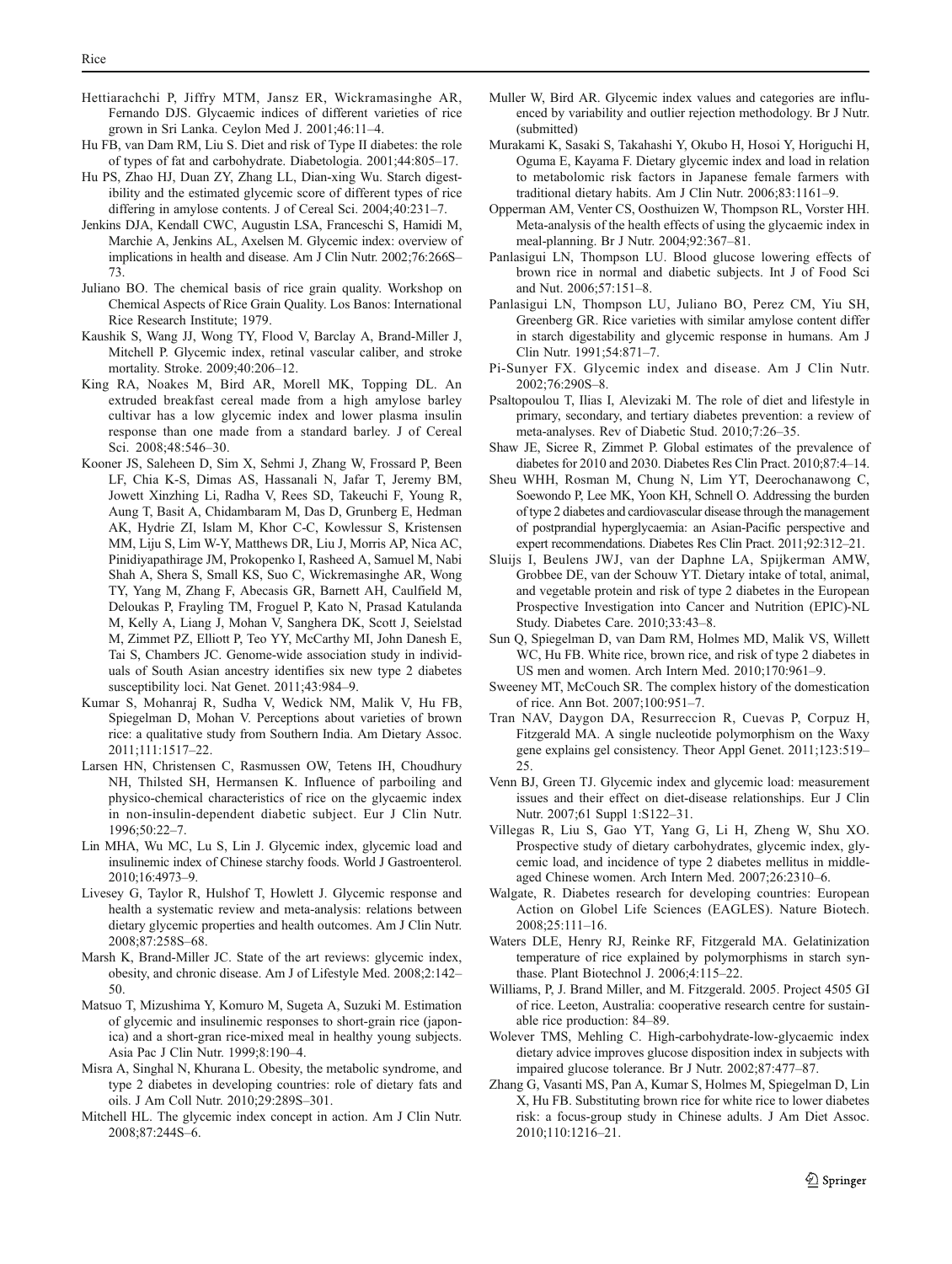Hettiarachchi P, Jiffry MTM, Jansz ER, Wickramasinghe AR, Fernando DJS. Glycaemic indices of different varieties of rice grown in Sri Lanka. Ceylon Med J. 2001;46:11–4.

Hu FB, van Dam RM, Liu S. Diet and risk of Type II diabetes: the role of types of fat and carbohydrate. Diabetologia. 2001;44:805–17.

Hu PS, Zhao HJ, Duan ZY, Zhang LL, Dian-xing Wu. Starch digestibility and the estimated glycemic score of different types of rice differing in amylose contents. J of Cereal Sci. 2004;40:231–7.

Jenkins DJA, Kendall CWC, Augustin LSA, Franceschi S, Hamidi M, Marchie A, Jenkins AL, Axelsen M. Glycemic index: overview of implications in health and disease. Am J Clin Nutr. 2002;76:266S–73.

Juliano BO. The chemical basis of rice grain quality. Workshop on Chemical Aspects of Rice Grain Quality. Los Banos: International Rice Research Institute; 1979.

Kaushik S, Wang JJ, Wong TY, Flood V, Barclay A, Brand-Miller J, Mitchell P. Glycemic index, retinal vascular caliber, and stroke mortality. Stroke. 2009;40:206–12.

King RA, Noakes M, Bird AR, Morell MK, Topping DL. An extruded breakfast cereal made from a high amylose barley cultivar has a low glycemic index and lower plasma insulin response than one made from a standard barley. J of Cereal Sci. 2008;48:546–30.

Kooner JS, Saleheen D, Sim X, Sehmi J, Zhang W, Frossard P, Been LF, Chia K-S, Dimas AS, Hassanali N, Jafar T, Jeremy BM, Jowett Xinzhing Li, Radha V, Rees SD, Takeuchi F, Young R, Aung T, Basit A, Chidambaram M, Das D, Grunberg E, Hedman AK, Hydrie ZI, Islam M, Khor C-C, Kowlessur S, Kristensen MM, Liju S, Lim W-Y, Matthews DR, Liu J, Morris AP, Nica AC, Pinidiyapathirage JM, Prokopenko I, Rasheed A, Samuel M, Nabi Shah A, Shera S, Small KS, Suo C, Wickremasinghe AR, Wong TY, Yang M, Zhang F, Abecasis GR, Barnett AH, Caulfield M, Deloukas P, Frayling TM, Froguel P, Kato N, Prasad Katulanda M, Kelly A, Liang J, Mohan V, Sanghera DK, Scott J, Seielstad M, Zimmet PZ, Elliott P, Teo YY, McCarthy MI, John Danesh E, Tai S, Chambers JC. Genome-wide association study in individuals of South Asian ancestry identifies six new type 2 diabetes susceptibility loci. Nat Genet. 2011;43:984–9.

Kumar S, Mohanraj R, Sudha V, Wedick NM, Malik V, Hu FB, Spiegelman D, Mohan V. Perceptions about varieties of brown rice: a qualitative study from Southern India. Am Dietary Assoc. 2011;111:1517–22.

Larsen HN, Christensen C, Rasmussen OW, Tetens IH, Choudhury NH, Thilsted SH, Hermansen K. Influence of parboiling and physico-chemical characteristics of rice on the glycaemic index in non-insulin-dependent diabetic subject. Eur J Clin Nutr. 1996;50:22–7.

Lin MHA, Wu MC, Lu S, Lin J. Glycemic index, glycemic load and insulinemic index of Chinese starchy foods. World J Gastroenterol. 2010;16:4973–9.

Livesey G, Taylor R, Hulshof T, Howlett J. Glycemic response and health a systematic review and meta-analysis: relations between dietary glycemic properties and health outcomes. Am J Clin Nutr. 2008;87:258S–68.

Marsh K, Brand-Miller JC. State of the art reviews: glycemic index, obesity, and chronic disease. Am J of Lifestyle Med. 2008;2:142–50.

Matsuo T, Mizushima Y, Komuro M, Sugeta A, Suzuki M. Estimation of glycemic and insulinemic responses to short-grain rice (japonica) and a short-gran rice-mixed meal in healthy young subjects. Asia Pac J Clin Nutr. 1999;8:190–4.

Misra A, Singhal N, Khurana L. Obesity, the metabolic syndrome, and type 2 diabetes in developing countries: role of dietary fats and oils. J Am Coll Nutr. 2010;29:289S–301.

Mitchell HL. The glycemic index concept in action. Am J Clin Nutr. 2008;87:244S–6.

Muller W, Bird AR. Glycemic index values and categories are influenced by variability and outlier rejection methodology. Br J Nutr. (submitted)

Murakami K, Sasaki S, Takahashi Y, Okubo H, Hosoi Y, Horiguchi H, Oguma E, Kayama F. Dietary glycemic index and load in relation to metabolomic risk factors in Japanese female farmers with traditional dietary habits. Am J Clin Nutr. 2006;83:1161–9.

Opperman AM, Venter CS, Oosthuizen W, Thompson RL, Vorster HH. Meta-analysis of the health effects of using the glycaemic index in meal-planning. Br J Nutr. 2004;92:367–81.

Panlasigui LN, Thompson LU. Blood glucose lowering effects of brown rice in normal and diabetic subjects. Int J of Food Sci and Nut. 2006;57:151–8.

Panlasigui LN, Thompson LU, Juliano BO, Perez CM, Yiu SH, Greenberg GR. Rice varieties with similar amylose content differ in starch digestability and glycemic response in humans. Am J Clin Nutr. 1991;54:871–7.

Pi-Sunyer FX. Glycemic index and disease. Am J Clin Nutr. 2002;76:290S–8.

Psaltopoulou T, Ilias I, Alevizaki M. The role of diet and lifestyle in primary, secondary, and tertiary diabetes prevention: a review of meta-analyses. Rev of Diabetic Stud. 2010;7:26–35.

Shaw JE, Sicree R, Zimmet P. Global estimates of the prevalence of diabetes for 2010 and 2030. Diabetes Res Clin Pract. 2010;87:4–14.

Sheu WHH, Rosman M, Chung N, Lim YT, Deerochanawong C, Soewondo P, Lee MK, Yoon KH, Schnell O. Addressing the burden of type 2 diabetes and cardiovascular disease through the management of postprandial hyperglycaemia: an Asian-Pacific perspective and expert recommendations. Diabetes Res Clin Pract. 2011;92:312–21.

Sluijs I, Beulens JWJ, van der Daphne LA, Spijkerman AMW, Grobbee DE, van der Schouw YT. Dietary intake of total, animal, and vegetable protein and risk of type 2 diabetes in the European Prospective Investigation into Cancer and Nutrition (EPIC)-NL Study. Diabetes Care. 2010;33:43–8.

Sun Q, Spiegelman D, van Dam RM, Holmes MD, Malik VS, Willett WC, Hu FB. White rice, brown rice, and risk of type 2 diabetes in US men and women. Arch Intern Med. 2010;170:961–9.

Sweeney MT, McCouch SR. The complex history of the domestication of rice. Ann Bot. 2007;100:951–7.

Tran NAV, Daygon DA, Resurreccion R, Cuevas P, Corpuz H, Fitzgerald MA. A single nucleotide polymorphism on the Waxy gene explains gel consistency. Theor Appl Genet. 2011;123:519–25.

Venn BJ, Green TJ. Glycemic index and glycemic load: measurement issues and their effect on diet-disease relationships. Eur J Clin Nutr. 2007;61 Suppl 1:S122–31.

Villegas R, Liu S, Gao YT, Yang G, Li H, Zheng W, Shu XO. Prospective study of dietary carbohydrates, glycemic index, glycemic load, and incidence of type 2 diabetes mellitus in middle-aged Chinese women. Arch Intern Med. 2007;26:2310–6.

Walgate, R. Diabetes research for developing countries: European Action on Globel Life Sciences (EAGLES). Nature Biotech. 2008;25:111–16.

Waters DLE, Henry RJ, Reinke RF, Fitzgerald MA. Gelatinization temperature of rice explained by polymorphisms in starch synthase. Plant Biotechnol J. 2006;4:115–22.

Williams, P, J. Brand Miller, and M. Fitzgerald. 2005. Project 4505 GI of rice. Leeton, Australia: cooperative research centre for sustainable rice production: 84–89.

Wolever TMS, Mehling C. High-carbohydrate-low-glycaemic index dietary advice improves glucose disposition index in subjects with impaired glucose tolerance. Br J Nutr. 2002;87:477–87.

Zhang G, Vasanti MS, Pan A, Kumar S, Holmes M, Spiegelman D, Lin X, Hu FB. Substituting brown rice for white rice to lower diabetes risk: a focus-group study in Chinese adults. J Am Diet Assoc. 2010;110:1216–21.